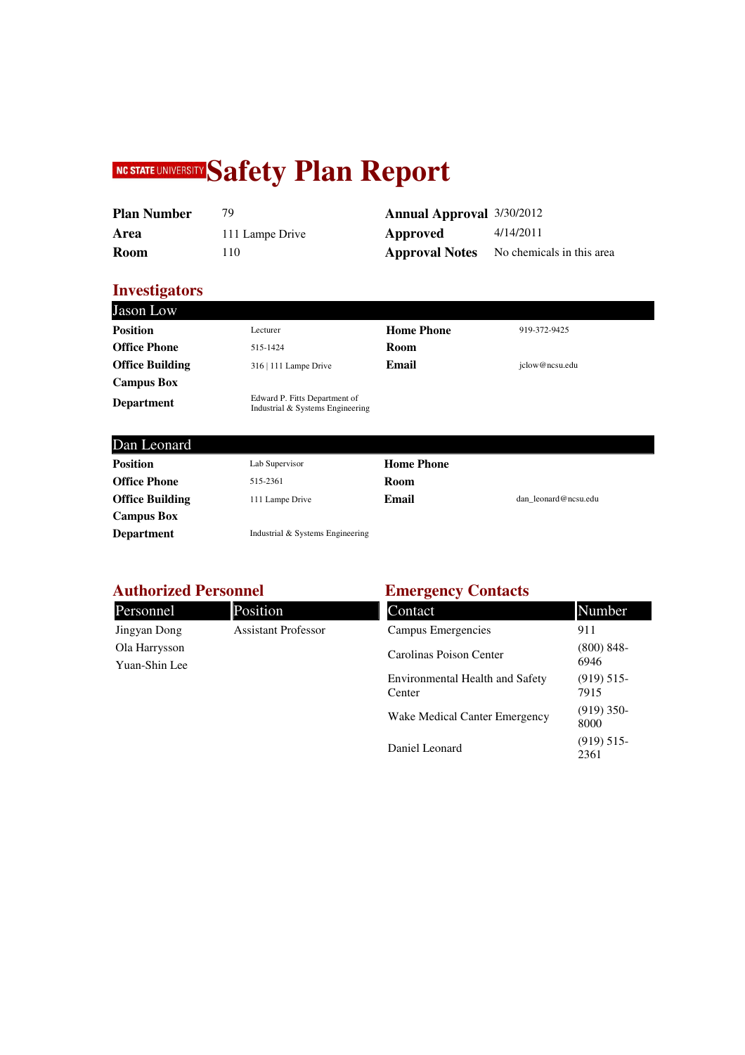# NC STATE UNIVERSITY Safety Plan Report

| | | | |
|---|---|---|---|
| **Plan Number** | 79 | **Annual Approval** | 3/30/2012 |
| **Area** | 111 Lampe Drive | **Approved** | 4/14/2011 |
| **Room** | 110 | **Approval Notes** | No chemicals in this area |

## Investigators

### Jason Low

| | | | |
|---|---|---|---|
| **Position** | Lecturer | **Home Phone** | 919-372-9425 |
| **Office Phone** | 515-1424 | **Room** | |
| **Office Building** | 316 \| 111 Lampe Drive | **Email** | jclow@ncsu.edu |
| **Campus Box** | | | |
| **Department** | Edward P. Fitts Department of Industrial & Systems Engineering | | |

### Dan Leonard

| | | | |
|---|---|---|---|
| **Position** | Lab Supervisor | **Home Phone** | |
| **Office Phone** | 515-2361 | **Room** | |
| **Office Building** | 111 Lampe Drive | **Email** | dan_leonard@ncsu.edu |
| **Campus Box** | | | |
| **Department** | Industrial & Systems Engineering | | |

## Authorized Personnel

| Personnel | Position |
|---|---|
| Jingyan Dong | Assistant Professor |
| Ola Harrysson | |
| Yuan-Shin Lee | |

## Emergency Contacts

| Contact | Number |
|---|---|
| Campus Emergencies | 911 |
| Carolinas Poison Center | (800) 848-6946 |
| Environmental Health and Safety Center | (919) 515-7915 |
| Wake Medical Canter Emergency | (919) 350-8000 |
| Daniel Leonard | (919) 515-2361 |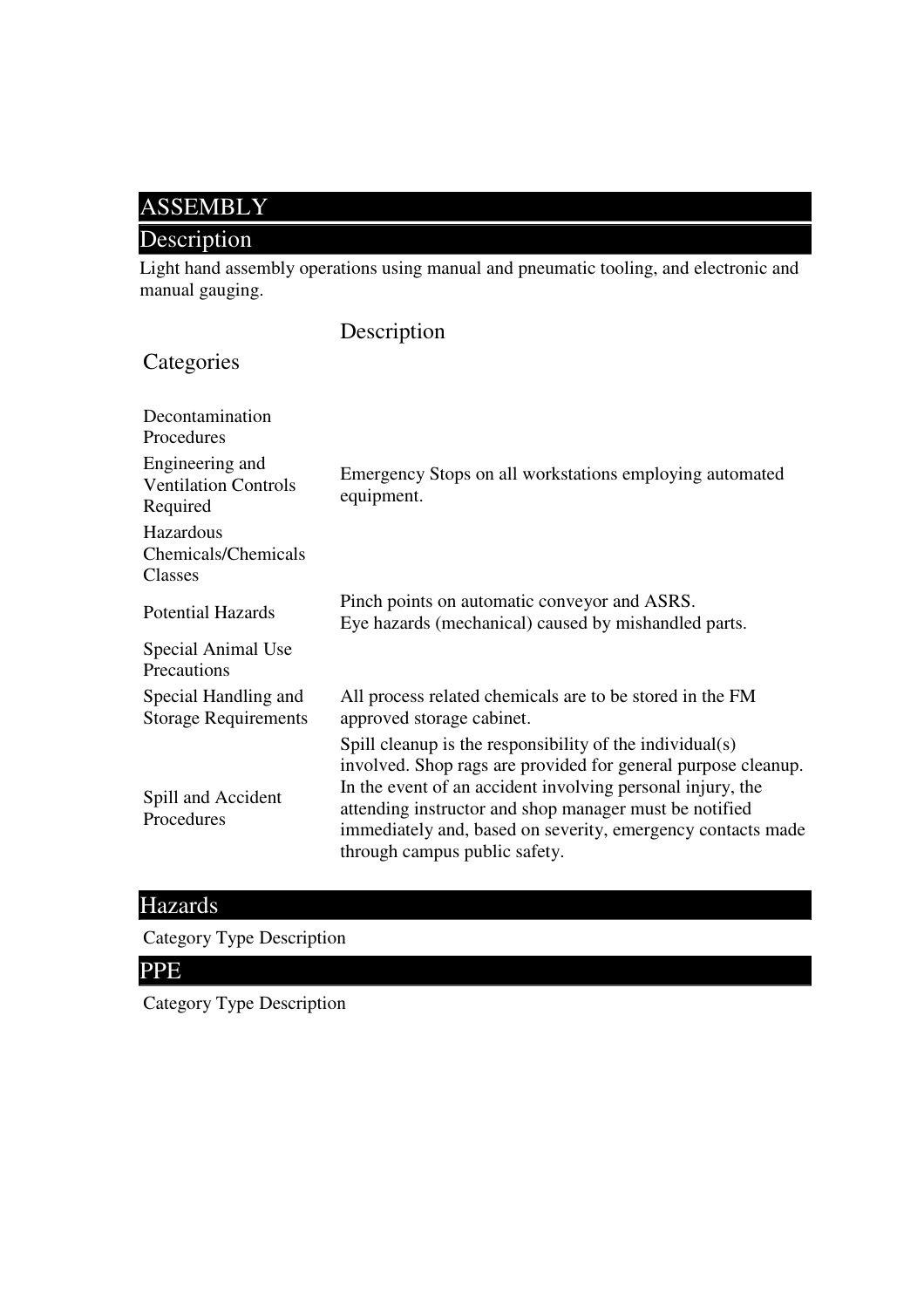# ASSEMBLY

## Description

Light hand assembly operations using manual and pneumatic tooling, and electronic and manual gauging.

| Categories | Description |
|---|---|
| Decontamination Procedures | |
| Engineering and Ventilation Controls Required | Emergency Stops on all workstations employing automated equipment. |
| Hazardous Chemicals/Chemicals Classes | |
| Potential Hazards | Pinch points on automatic conveyor and ASRS.<br>Eye hazards (mechanical) caused by mishandled parts. |
| Special Animal Use Precautions | |
| Special Handling and Storage Requirements | All process related chemicals are to be stored in the FM approved storage cabinet. |
| Spill and Accident Procedures | Spill cleanup is the responsibility of the individual(s) involved. Shop rags are provided for general purpose cleanup. In the event of an accident involving personal injury, the attending instructor and shop manager must be notified immediately and, based on severity, emergency contacts made through campus public safety. |

## Hazards

| Category | Type | Description |
|---|---|---|

## PPE

| Category | Type | Description |
|---|---|---|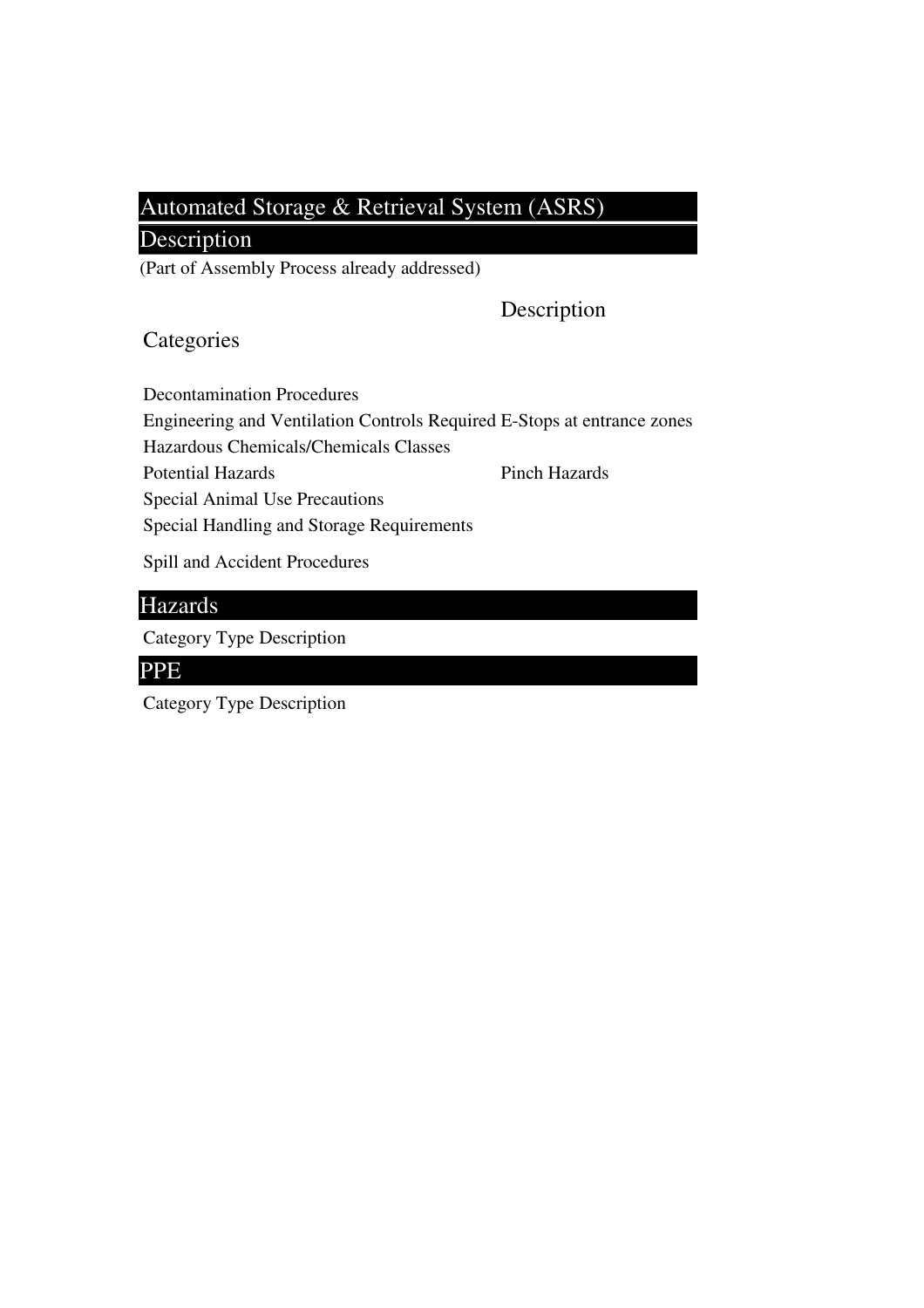# Automated Storage & Retrieval System (ASRS)

## Description

(Part of Assembly Process already addressed)

| Categories | Description |
|---|---|
| Decontamination Procedures | |
| Engineering and Ventilation Controls Required | E-Stops at entrance zones |
| Hazardous Chemicals/Chemicals Classes | |
| Potential Hazards | Pinch Hazards |
| Special Animal Use Precautions | |
| Special Handling and Storage Requirements | |
| Spill and Accident Procedures | |

## Hazards

Category Type Description

## PPE

Category Type Description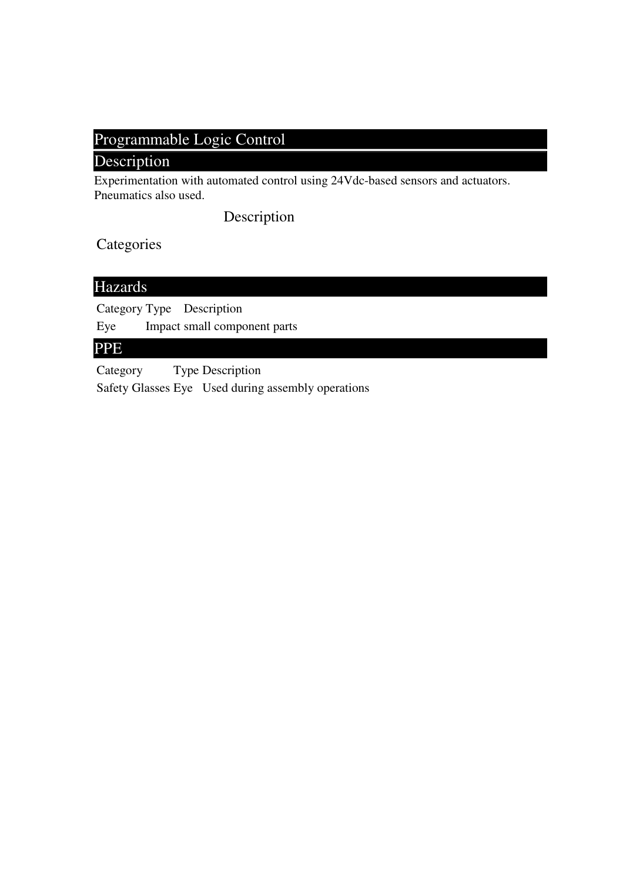## Programmable Logic Control

## Description

Experimentation with automated control using 24Vdc-based sensors and actuators. Pneumatics also used.

Description

Categories

## Hazards

| Category | Type | Description |
| --- | --- | --- |
| Eye | | Impact small component parts |

## PPE

| Category | Type | Description |
| --- | --- | --- |
| Safety Glasses | Eye | Used during assembly operations |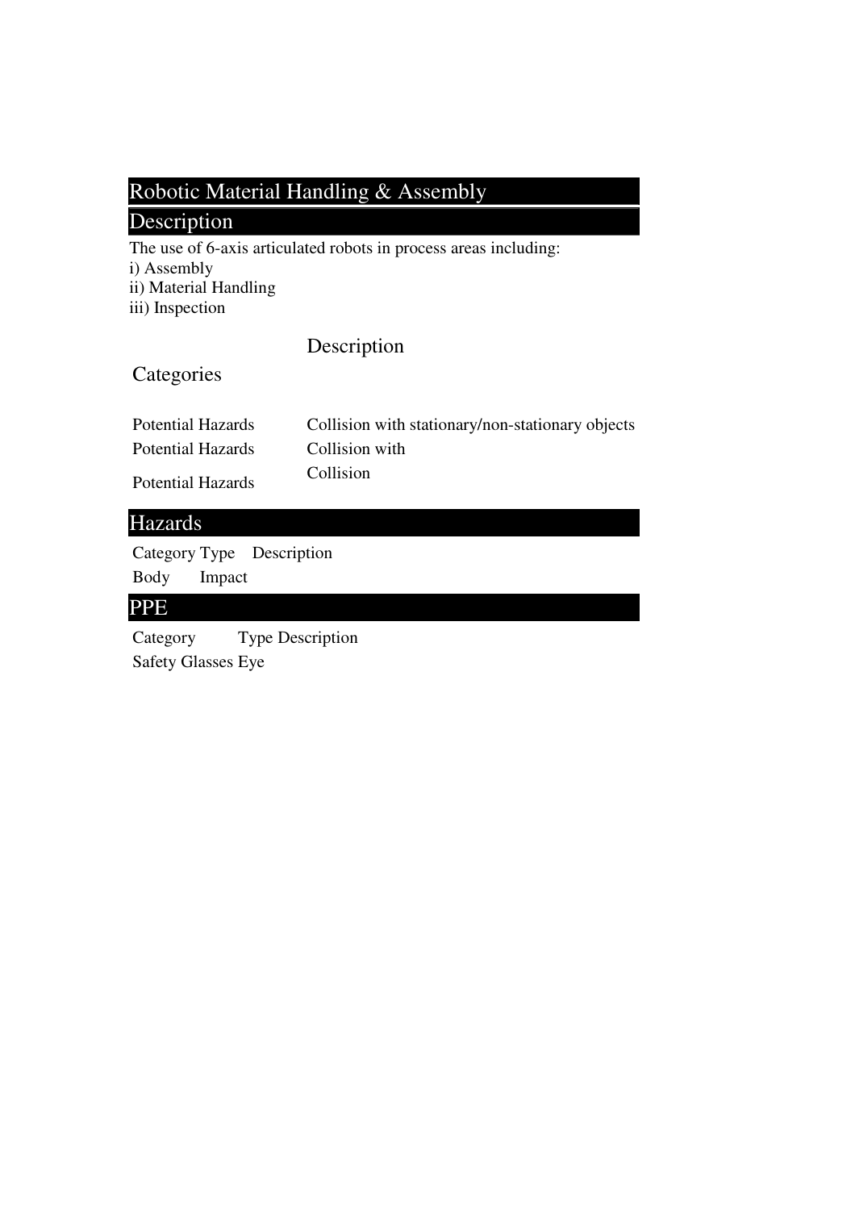## Robotic Material Handling & Assembly

## Description

The use of 6-axis articulated robots in process areas including:
i) Assembly
ii) Material Handling
iii) Inspection

| Categories | Description |
| --- | --- |
| Potential Hazards | Collision with stationary/non-stationary objects |
| Potential Hazards | Collision with |
| Potential Hazards | Collision |

## Hazards

| Category | Type | Description |
| --- | --- | --- |
| Body | Impact | |

## PPE

| Category | Type | Description |
| --- | --- | --- |
| Safety Glasses | Eye | |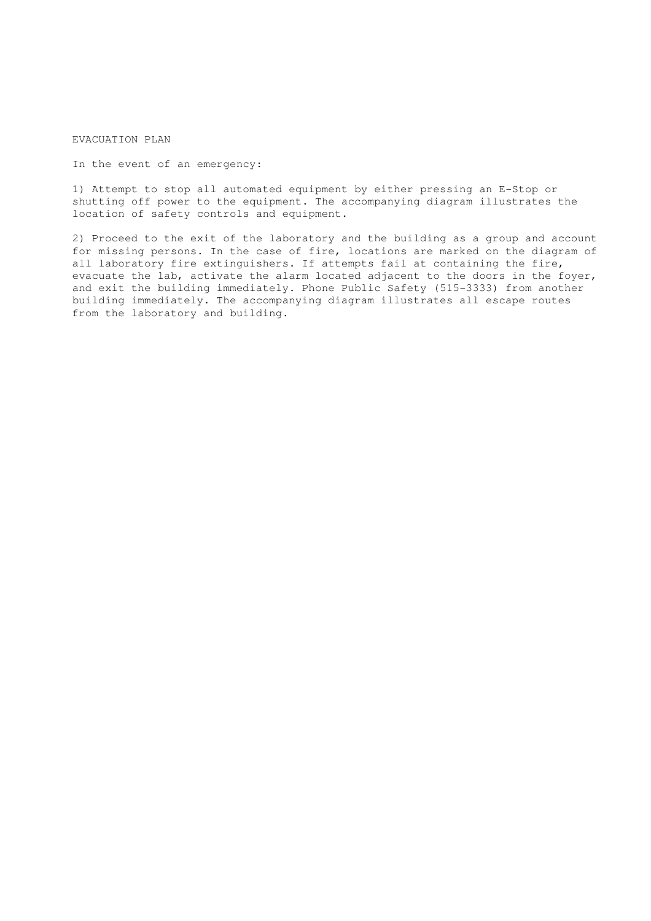# EVACUATION PLAN

In the event of an emergency:

1) Attempt to stop all automated equipment by either pressing an E-Stop or shutting off power to the equipment. The accompanying diagram illustrates the location of safety controls and equipment.

2) Proceed to the exit of the laboratory and the building as a group and account for missing persons. In the case of fire, locations are marked on the diagram of all laboratory fire extinguishers. If attempts fail at containing the fire, evacuate the lab, activate the alarm located adjacent to the doors in the foyer, and exit the building immediately. Phone Public Safety (515-3333) from another building immediately. The accompanying diagram illustrates all escape routes from the laboratory and building.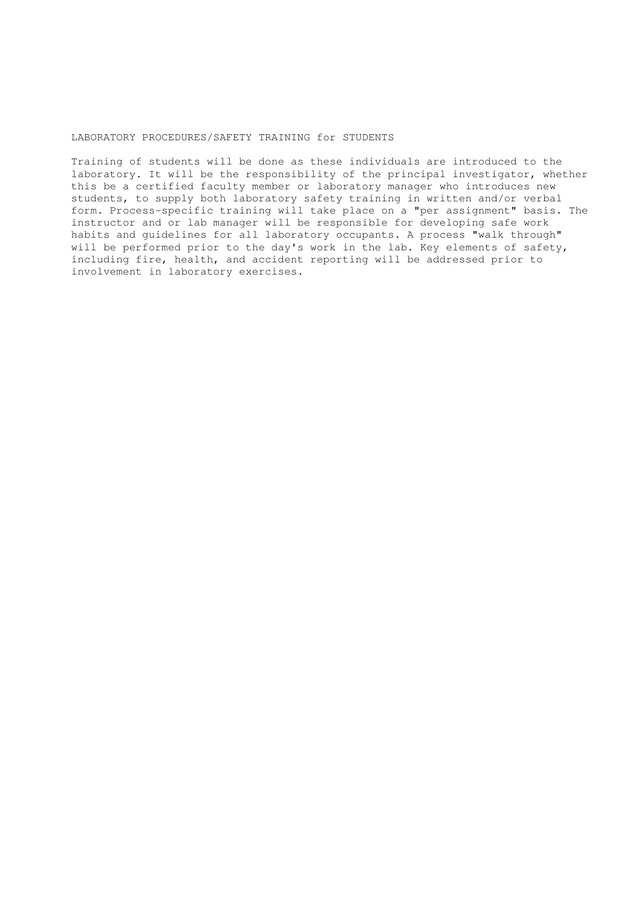## LABORATORY PROCEDURES/SAFETY TRAINING for STUDENTS

Training of students will be done as these individuals are introduced to the laboratory. It will be the responsibility of the principal investigator, whether this be a certified faculty member or laboratory manager who introduces new students, to supply both laboratory safety training in written and/or verbal form. Process-specific training will take place on a "per assignment" basis. The instructor and or lab manager will be responsible for developing safe work habits and guidelines for all laboratory occupants. A process "walk through" will be performed prior to the day's work in the lab. Key elements of safety, including fire, health, and accident reporting will be addressed prior to involvement in laboratory exercises.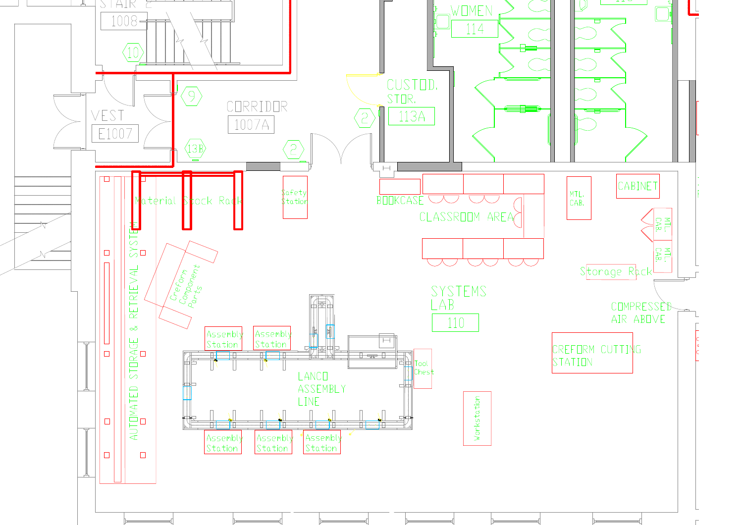STAIR 2

1008

10

9

VEST

E1007

CORRIDOR

1007A

13B

2

2

CUSTOD. STOR.

113A

WOMEN

114

Material Stock Rack

Safety Station

BOOKCASE

CLASSROOM AREA

MTL. CAB.

CABINET

MTL. CAB.

MTL. CAB.

Storage Rack

AUTOMATED STORAGE & RETRIEVAL SYSTEM

Creform Component Parts

SYSTEMS LAB

110

COMPRESSED AIR ABOVE

Assembly Station

Assembly Station

LANCO ASSEMBLY LINE

Tool Chest

CREFORM CUTTING STATION

Workstation

Assembly Station

Assembly Station

Assembly Station